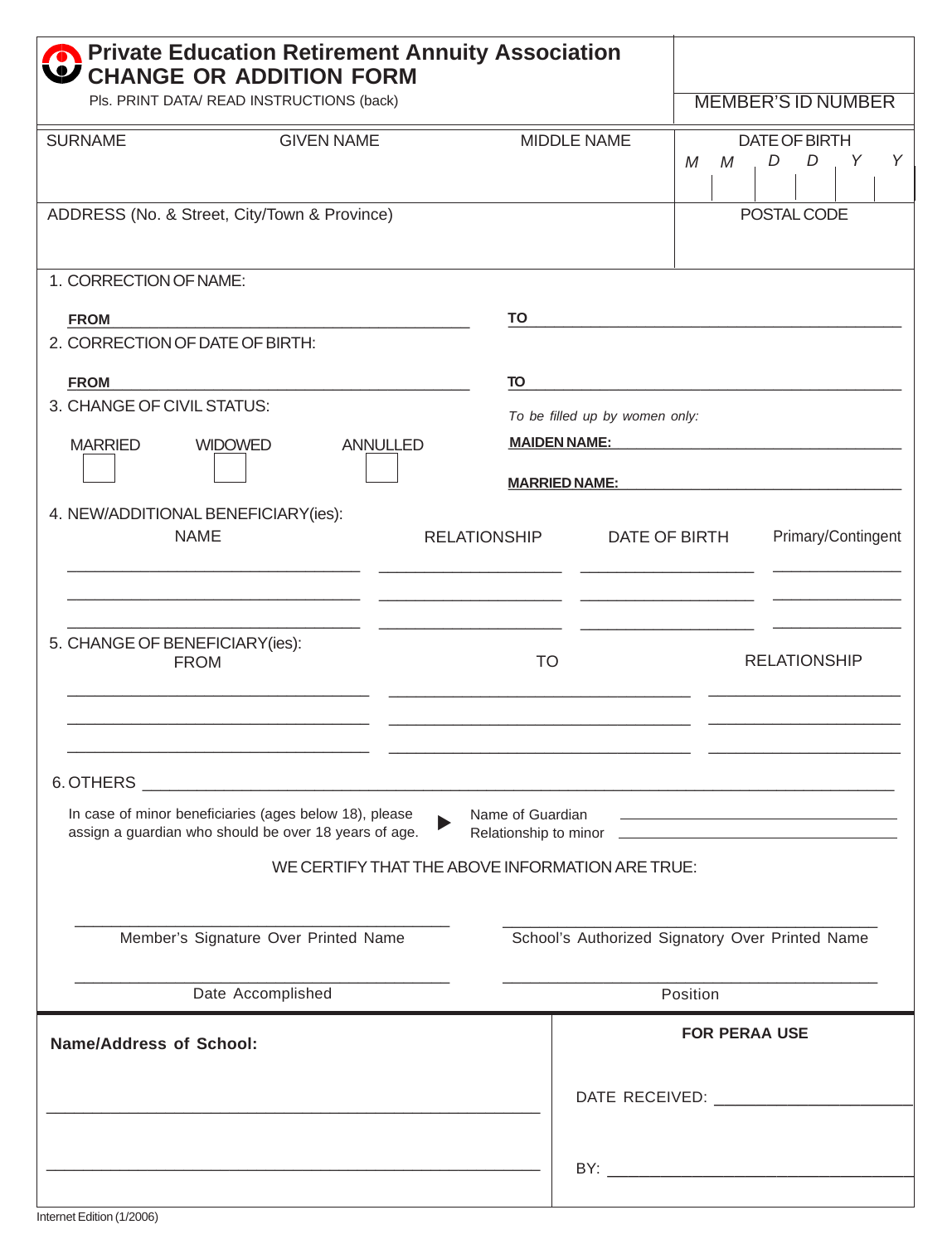# Private Education Retirement Annuity Association
## CHANGE OR ADDITION FORM

Pls. PRINT DATA/ READ INSTRUCTIONS (back)

| | MEMBER'S ID NUMBER |
|---|---|

| SURNAME | GIVEN NAME | MIDDLE NAME | DATE OF BIRTH (M M D D Y Y) |
|---|---|---|---|
| | | | |

| ADDRESS (No. & Street, City/Town & Province) | POSTAL CODE |
|---|---|
| | |

1. CORRECTION OF NAME:

**FROM** ______________________________ **TO** ______________________________

2. CORRECTION OF DATE OF BIRTH:

**FROM** ______________________________ **TO** ______________________________

3. CHANGE OF CIVIL STATUS:

MARRIED ☐ WIDOWED ☐ ANNULLED ☐

*To be filled up by women only:*

**MAIDEN NAME:** ______________________________

**MARRIED NAME:** ______________________________

4. NEW/ADDITIONAL BENEFICIARY(ies):

| NAME | RELATIONSHIP | DATE OF BIRTH | Primary/Contingent |
|---|---|---|---|
| | | | |
| | | | |
| | | | |

5. CHANGE OF BENEFICIARY(ies):

| FROM | TO | RELATIONSHIP |
|---|---|---|
| | | |
| | | |
| | | |

6. OTHERS ______________________________

In case of minor beneficiaries (ages below 18), please assign a guardian who should be over 18 years of age. ▶ Name of Guardian ______________________________
Relationship to minor ______________________________

WE CERTIFY THAT THE ABOVE INFORMATION ARE TRUE:

______________________________ ______________________________
Member's Signature Over Printed Name School's Authorized Signatory Over Printed Name

______________________________ ______________________________
Date Accomplished Position

**Name/Address of School:**

______________________________

______________________________

**FOR PERAA USE**

DATE RECEIVED: ______________________________

BY: ______________________________

Internet Edition (1/2006)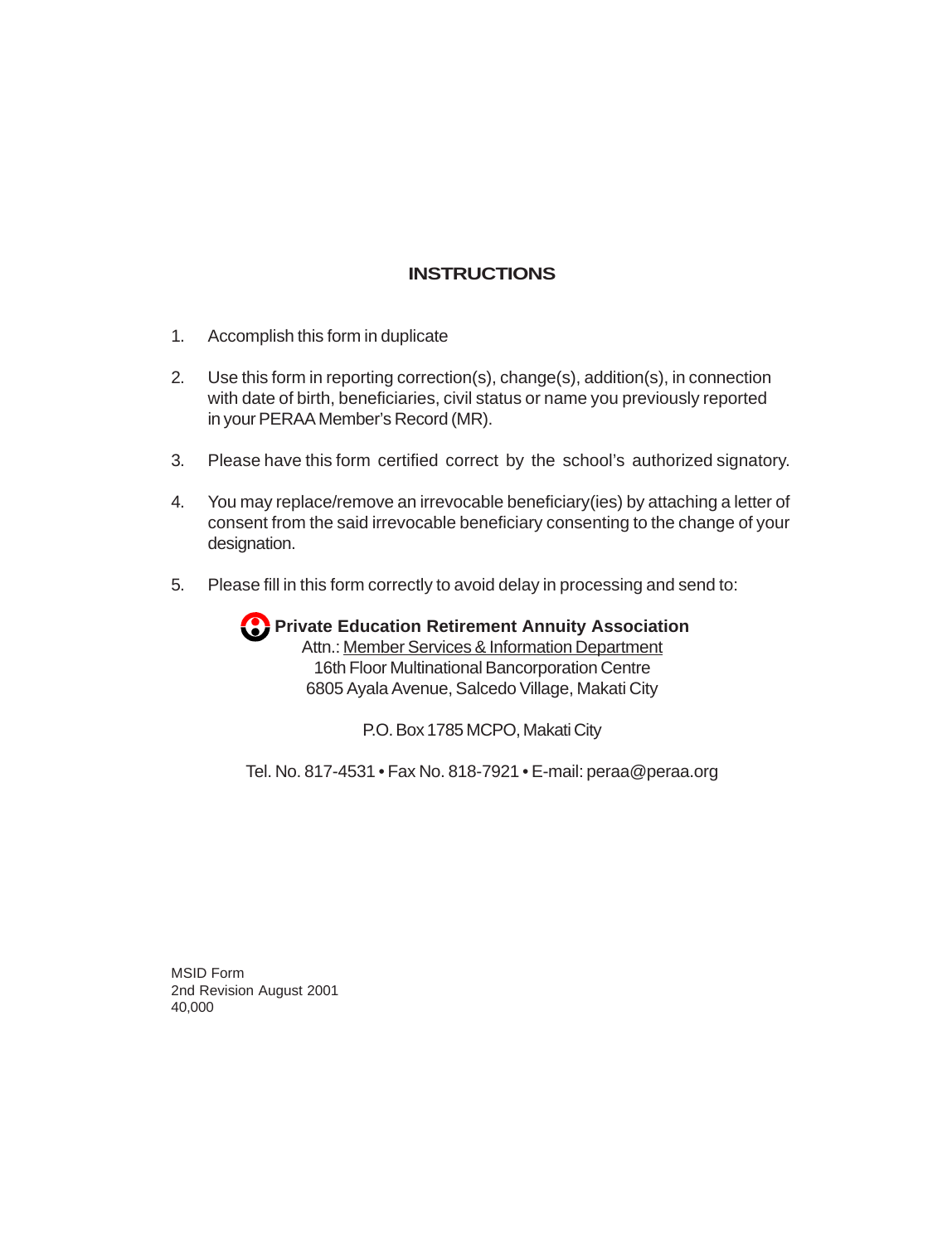## INSTRUCTIONS

1. Accomplish this form in duplicate

2. Use this form in reporting correction(s), change(s), addition(s), in connection with date of birth, beneficiaries, civil status or name you previously reported in your PERAA Member's Record (MR).

3. Please have this form certified correct by the school's authorized signatory.

4. You may replace/remove an irrevocable beneficiary(ies) by attaching a letter of consent from the said irrevocable beneficiary consenting to the change of your designation.

5. Please fill in this form correctly to avoid delay in processing and send to:

**Private Education Retirement Annuity Association**
Attn.: Member Services & Information Department
16th Floor Multinational Bancorporation Centre
6805 Ayala Avenue, Salcedo Village, Makati City

P.O. Box 1785 MCPO, Makati City

Tel. No. 817-4531 • Fax No. 818-7921 • E-mail: peraa@peraa.org

MSID Form
2nd Revision August 2001
40,000